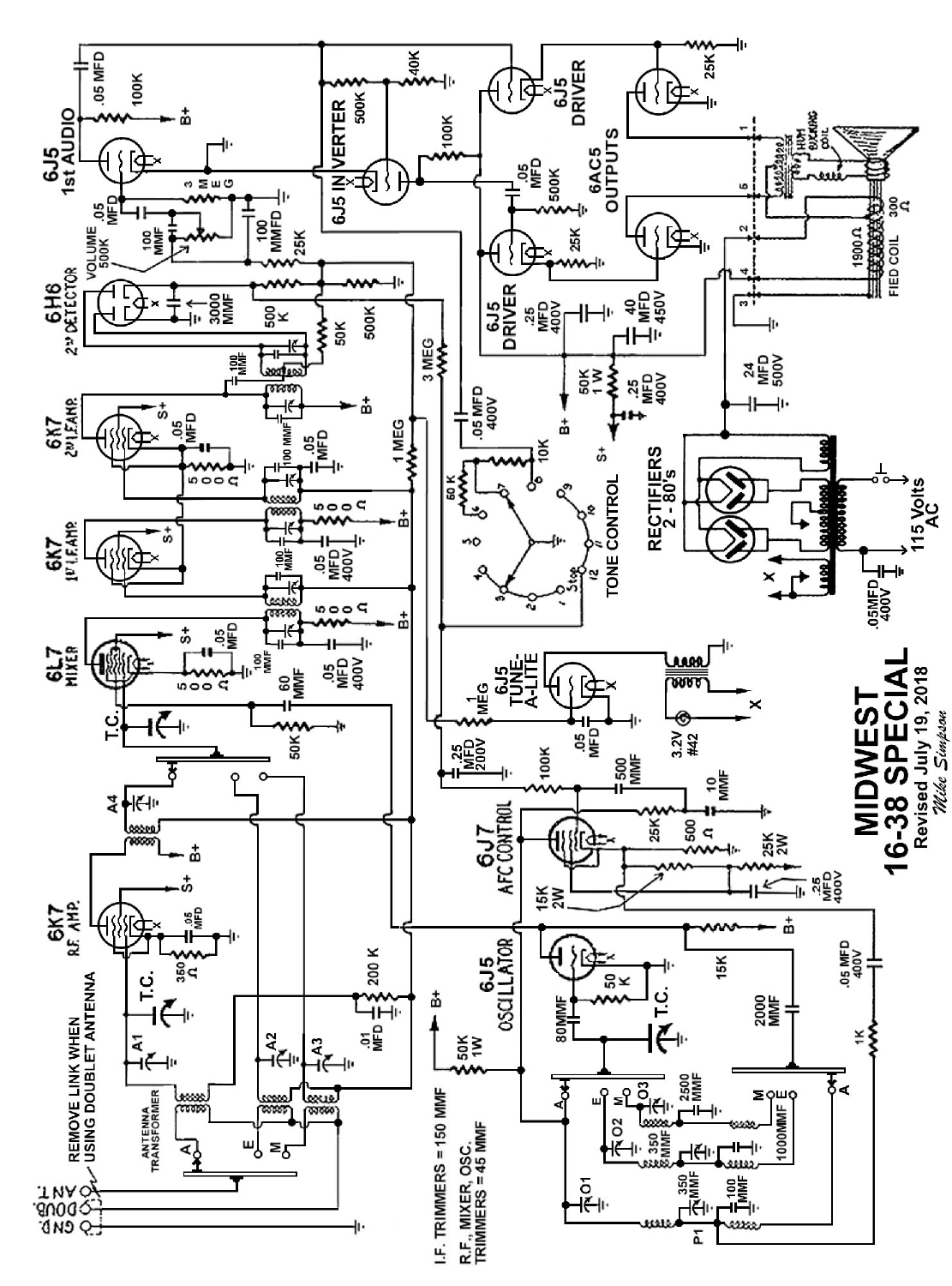# MIDWEST 16-38 SPECIAL

Revised July 19, 2018

*Mike Simpson*

I.F. TRIMMERS = 150 MMF

R.F., MIXER, OSC. TRIMMERS = 45 MMF

REMOVE LINK WHEN USING DOUBLET ANTENNA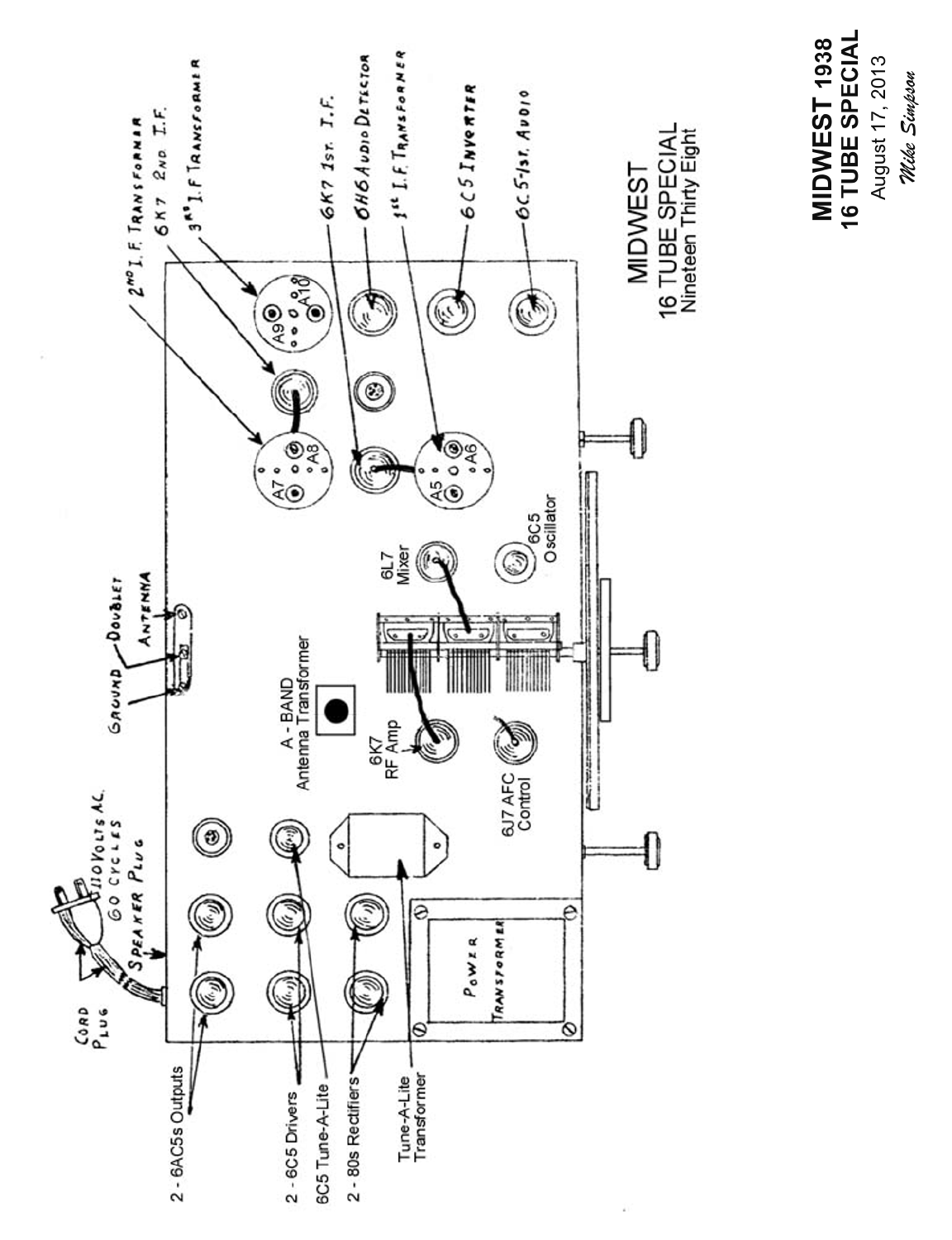# MIDWEST 1938
## 16 TUBE SPECIAL

August 17, 2013

*Mike Simpson*

MIDWEST
16 TUBE SPECIAL
Nineteen Thirty Eight

- Cord Plug
- 110 Volts AC, 60 Cycles
- Speaker Plug
- Ground
- Doublet Antenna
- 2 - 6AC5s Outputs
- 2 - 6C5 Drivers
- 6C5 Tune-A-Lite
- 2 - 80s Rectifiers
- Tune-A-Lite Transformer
- Power Transformer
- A - BAND Antenna Transformer
- 6K7 RF Amp
- 6J7 AFC Control
- 6L7 Mixer
- 6C5 Oscillator
- 2nd I.F. Transformer
- 6K7 2nd I.F.
- 3rd I.F Transformer
- 6K7 1st. I.F.
- 6H6 Audio Detector
- 1st I.F. Transformer
- 6C5 Inverter
- 6C5-1st. Audio
- A5, A6, A7, A8, A9, A10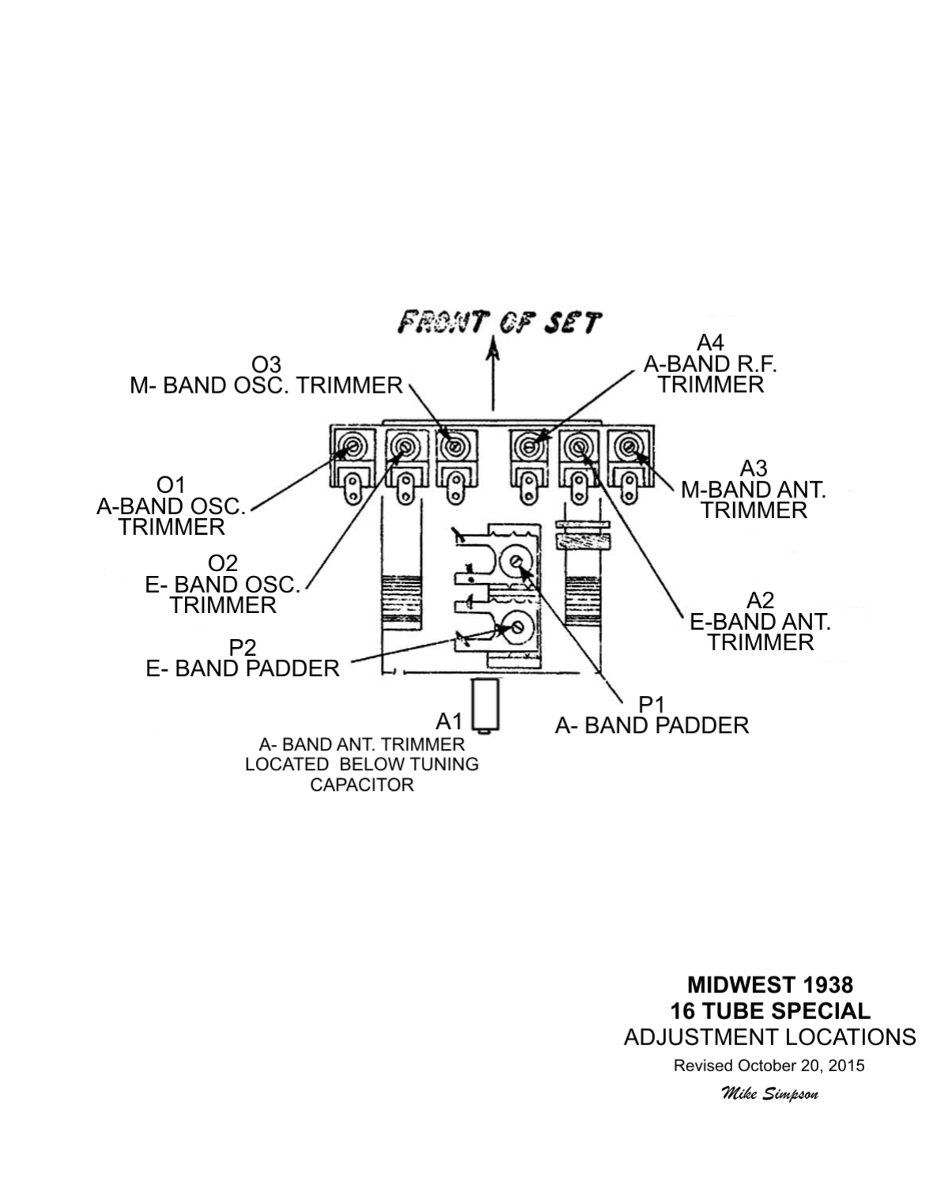FRONT OF SET

O3
M- BAND OSC. TRIMMER

A4
A-BAND R.F.
TRIMMER

O1
A-BAND OSC.
TRIMMER

A3
M-BAND ANT.
TRIMMER

O2
E- BAND OSC.
TRIMMER

A2
E-BAND ANT.
TRIMMER

P2
E- BAND PADDER

P1
A- BAND PADDER

A1
A- BAND ANT. TRIMMER
LOCATED BELOW TUNING
CAPACITOR

**MIDWEST 1938**
**16 TUBE SPECIAL**
ADJUSTMENT LOCATIONS

Revised October 20, 2015

*Mike Simpson*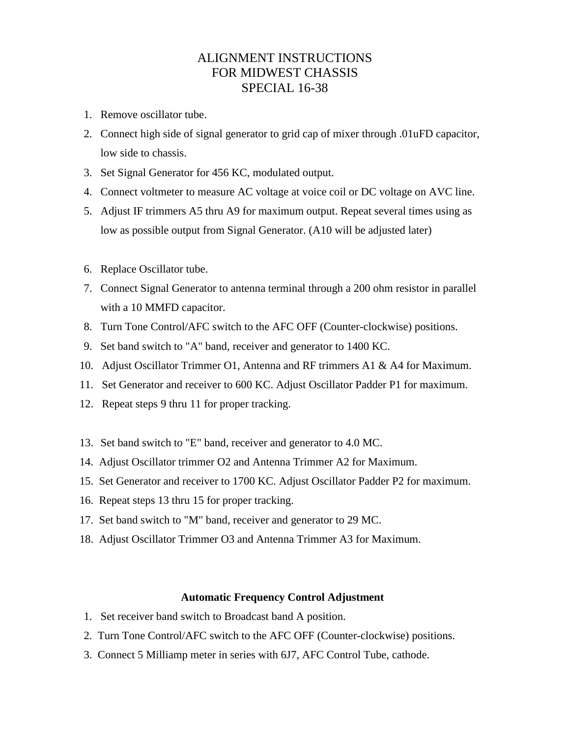# ALIGNMENT INSTRUCTIONS
# FOR MIDWEST CHASSIS
# SPECIAL 16-38

1. Remove oscillator tube.
2. Connect high side of signal generator to grid cap of mixer through .01uFD capacitor, low side to chassis.
3. Set Signal Generator for 456 KC, modulated output.
4. Connect voltmeter to measure AC voltage at voice coil or DC voltage on AVC line.
5. Adjust IF trimmers A5 thru A9 for maximum output. Repeat several times using as low as possible output from Signal Generator. (A10 will be adjusted later)

6. Replace Oscillator tube.
7. Connect Signal Generator to antenna terminal through a 200 ohm resistor in parallel with a 10 MMFD capacitor.
8. Turn Tone Control/AFC switch to the AFC OFF (Counter-clockwise) positions.
9. Set band switch to "A" band, receiver and generator to 1400 KC.
10. Adjust Oscillator Trimmer O1, Antenna and RF trimmers A1 & A4 for Maximum.
11. Set Generator and receiver to 600 KC. Adjust Oscillator Padder P1 for maximum.
12. Repeat steps 9 thru 11 for proper tracking.

13. Set band switch to "E" band, receiver and generator to 4.0 MC.
14. Adjust Oscillator trimmer O2 and Antenna Trimmer A2 for Maximum.
15. Set Generator and receiver to 1700 KC. Adjust Oscillator Padder P2 for maximum.
16. Repeat steps 13 thru 15 for proper tracking.
17. Set band switch to "M" band, receiver and generator to 29 MC.
18. Adjust Oscillator Trimmer O3 and Antenna Trimmer A3 for Maximum.

**Automatic Frequency Control Adjustment**

1. Set receiver band switch to Broadcast band A position.
2. Turn Tone Control/AFC switch to the AFC OFF (Counter-clockwise) positions.
3. Connect 5 Milliamp meter in series with 6J7, AFC Control Tube, cathode.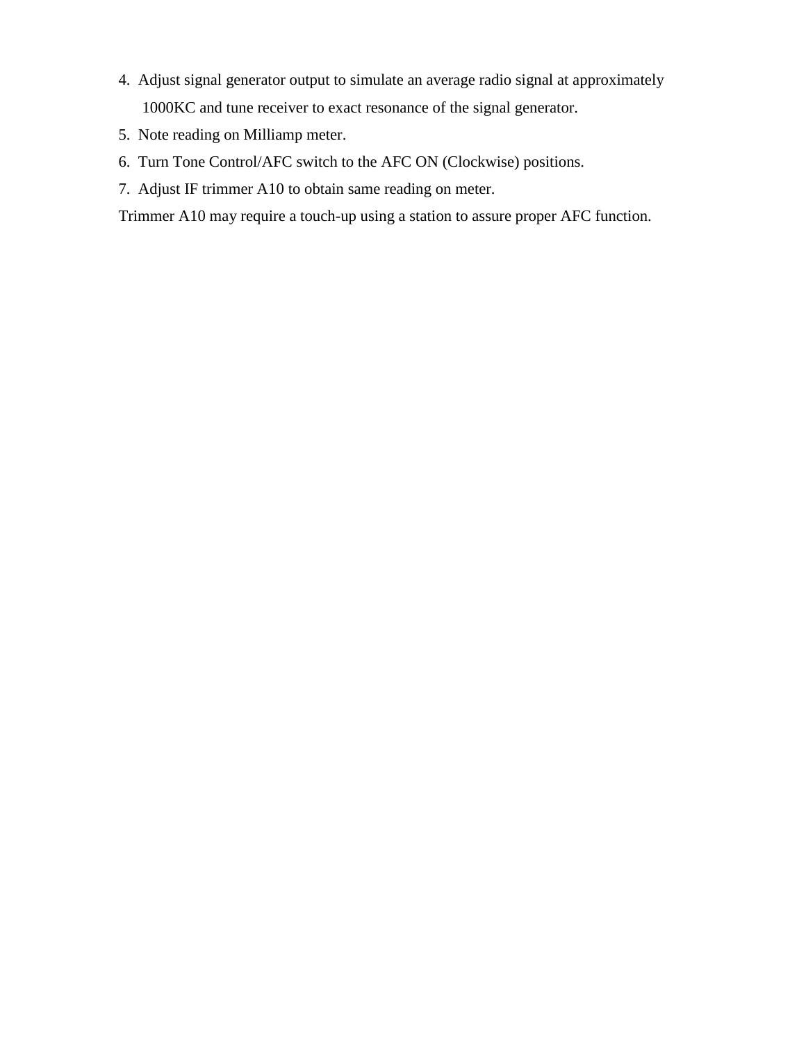4. Adjust signal generator output to simulate an average radio signal at approximately 1000KC and tune receiver to exact resonance of the signal generator.
5. Note reading on Milliamp meter.
6. Turn Tone Control/AFC switch to the AFC ON (Clockwise) positions.
7. Adjust IF trimmer A10 to obtain same reading on meter.

Trimmer A10 may require a touch-up using a station to assure proper AFC function.